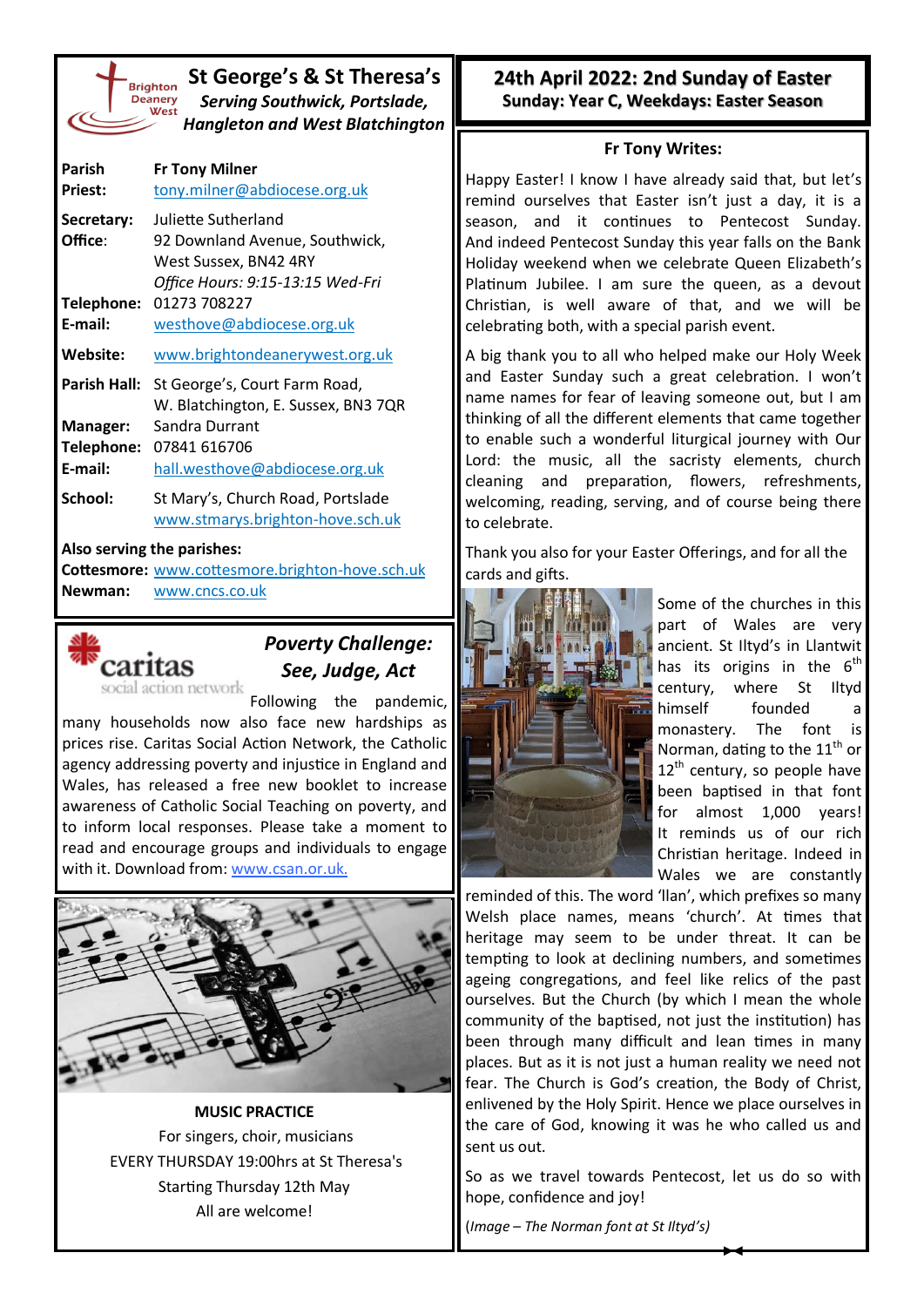# St George's & St Theresa's

***Serving Southwick, Portslade, Hangleton and West Blatchington***

Brighton Deanery West

| | |
|---|---|
| **Parish Priest:** | **Fr Tony Milner** tony.milner@abdiocese.org.uk |
| **Secretary: Office:** | Juliette Sutherland 92 Downland Avenue, Southwick, West Sussex, BN42 4RY *Office Hours: 9:15-13:15 Wed-Fri* |
| **Telephone:** | 01273 708227 |
| **E-mail:** | westhove@abdiocese.org.uk |
| **Website:** | www.brightondeanerywest.org.uk |
| **Parish Hall:** | St George's, Court Farm Road, W. Blatchington, E. Sussex, BN3 7QR |
| **Manager:** | Sandra Durrant |
| **Telephone:** | 07841 616706 |
| **E-mail:** | hall.westhove@abdiocese.org.uk |
| **School:** | St Mary's, Church Road, Portslade www.stmarys.brighton-hove.sch.uk |

**Also serving the parishes:**
**Cottesmore:** www.cottesmore.brighton-hove.sch.uk
**Newman:** www.cncs.co.uk

## *Poverty Challenge: See, Judge, Act*

caritas social action network

Following the pandemic, many households now also face new hardships as prices rise. Caritas Social Action Network, the Catholic agency addressing poverty and injustice in England and Wales, has released a free new booklet to increase awareness of Catholic Social Teaching on poverty, and to inform local responses. Please take a moment to read and encourage groups and individuals to engage with it. Download from: www.csan.or.uk.

**MUSIC PRACTICE**

For singers, choir, musicians
EVERY THURSDAY 19:00hrs at St Theresa's
Starting Thursday 12th May
All are welcome!

## 24th April 2022: 2nd Sunday of Easter

**Sunday: Year C, Weekdays: Easter Season**

### Fr Tony Writes:

Happy Easter! I know I have already said that, but let's remind ourselves that Easter isn't just a day, it is a season, and it continues to Pentecost Sunday. And indeed Pentecost Sunday this year falls on the Bank Holiday weekend when we celebrate Queen Elizabeth's Platinum Jubilee. I am sure the queen, as a devout Christian, is well aware of that, and we will be celebrating both, with a special parish event.

A big thank you to all who helped make our Holy Week and Easter Sunday such a great celebration. I won't name names for fear of leaving someone out, but I am thinking of all the different elements that came together to enable such a wonderful liturgical journey with Our Lord: the music, all the sacristy elements, church cleaning and preparation, flowers, refreshments, welcoming, reading, serving, and of course being there to celebrate.

Thank you also for your Easter Offerings, and for all the cards and gifts.

Some of the churches in this part of Wales are very ancient. St Iltyd's in Llantwit has its origins in the 6th century, where St Iltyd himself founded a monastery. The font is Norman, dating to the 11th or 12th century, so people have been baptised in that font for almost 1,000 years! It reminds us of our rich Christian heritage. Indeed in Wales we are constantly reminded of this. The word 'llan', which prefixes so many Welsh place names, means 'church'. At times that heritage may seem to be under threat. It can be tempting to look at declining numbers, and sometimes ageing congregations, and feel like relics of the past ourselves. But the Church (by which I mean the whole community of the baptised, not just the institution) has been through many difficult and lean times in many places. But as it is not just a human reality we need not fear. The Church is God's creation, the Body of Christ, enlivened by the Holy Spirit. Hence we place ourselves in the care of God, knowing it was he who called us and sent us out.

So as we travel towards Pentecost, let us do so with hope, confidence and joy!

(*Image – The Norman font at St Iltyd's*)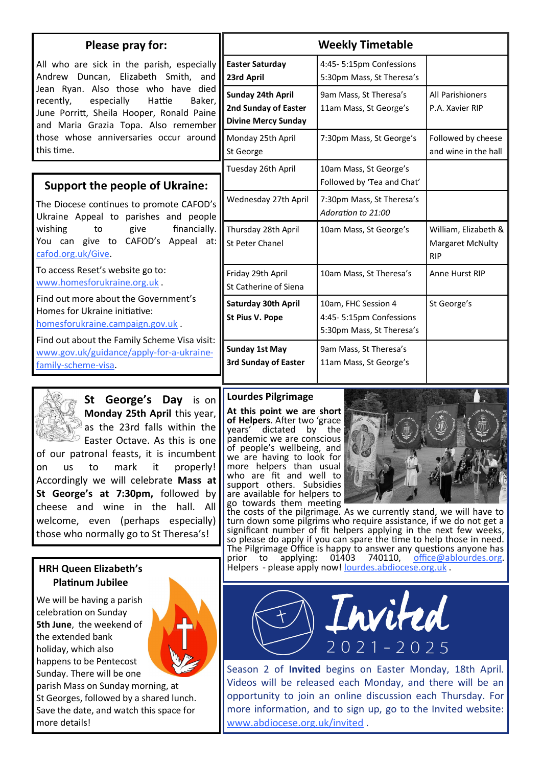## Please pray for:

All who are sick in the parish, especially Andrew Duncan, Elizabeth Smith, and Jean Ryan. Also those who have died recently, especially Hattie Baker, June Porritt, Sheila Hooper, Ronald Paine and Maria Grazia Topa. Also remember those whose anniversaries occur around this time.

## Support the people of Ukraine:

The Diocese continues to promote CAFOD's Ukraine Appeal to parishes and people wishing to give financially. You can give to CAFOD's Appeal at: cafod.org.uk/Give.

To access Reset's website go to: www.homesforukraine.org.uk .

Find out more about the Government's Homes for Ukraine initiative: homesforukraine.campaign.gov.uk .

Find out about the Family Scheme Visa visit: www.gov.uk/guidance/apply-for-a-ukraine-family-scheme-visa.

**St George's Day** is on **Monday 25th April** this year, as the 23rd falls within the Easter Octave. As this is one of our patronal feasts, it is incumbent on us to mark it properly! Accordingly we will celebrate **Mass at St George's at 7:30pm,** followed by cheese and wine in the hall. All welcome, even (perhaps especially) those who normally go to St Theresa's!

### HRH Queen Elizabeth's Platinum Jubilee

We will be having a parish celebration on Sunday **5th June**, the weekend of the extended bank holiday, which also happens to be Pentecost Sunday. There will be one parish Mass on Sunday morning, at St Georges, followed by a shared lunch. Save the date, and watch this space for more details!

## Weekly Timetable

| | | |
|---|---|---|
| **Easter Saturday 23rd April** | 4:45- 5:15pm Confessions<br>5:30pm Mass, St Theresa's | |
| **Sunday 24th April 2nd Sunday of Easter Divine Mercy Sunday** | 9am Mass, St Theresa's<br>11am Mass, St George's | All Parishioners<br>P.A. Xavier RIP |
| Monday 25th April St George | 7:30pm Mass, St George's | Followed by cheese and wine in the hall |
| Tuesday 26th April | 10am Mass, St George's<br>Followed by 'Tea and Chat' | |
| Wednesday 27th April | 7:30pm Mass, St Theresa's<br>*Adoration to 21:00* | |
| Thursday 28th April St Peter Chanel | 10am Mass, St George's | William, Elizabeth & Margaret McNulty RIP |
| Friday 29th April St Catherine of Siena | 10am Mass, St Theresa's | Anne Hurst RIP |
| **Saturday 30th April St Pius V. Pope** | 10am, FHC Session 4<br>4:45- 5:15pm Confessions<br>5:30pm Mass, St Theresa's | St George's |
| **Sunday 1st May 3rd Sunday of Easter** | 9am Mass, St Theresa's<br>11am Mass, St George's | |

### Lourdes Pilgrimage

**At this point we are short of Helpers.** After two 'grace years' dictated by the pandemic we are conscious of people's wellbeing, and we are having to look for more helpers than usual who are fit and well to support others. Subsidies are available for helpers to go towards them meeting the costs of the pilgrimage. As we currently stand, we will have to turn down some pilgrims who require assistance, if we do not get a significant number of fit helpers applying in the next few weeks, so please do apply if you can spare the time to help those in need. The Pilgrimage Office is happy to answer any questions anyone has prior to applying: 01403 740110, office@ablourdes.org. Helpers - please apply now! lourdes.abdiocese.org.uk .

Invited 2021-2025

Season 2 of **Invited** begins on Easter Monday, 18th April. Videos will be released each Monday, and there will be an opportunity to join an online discussion each Thursday. For more information, and to sign up, go to the Invited website: www.abdiocese.org.uk/invited .